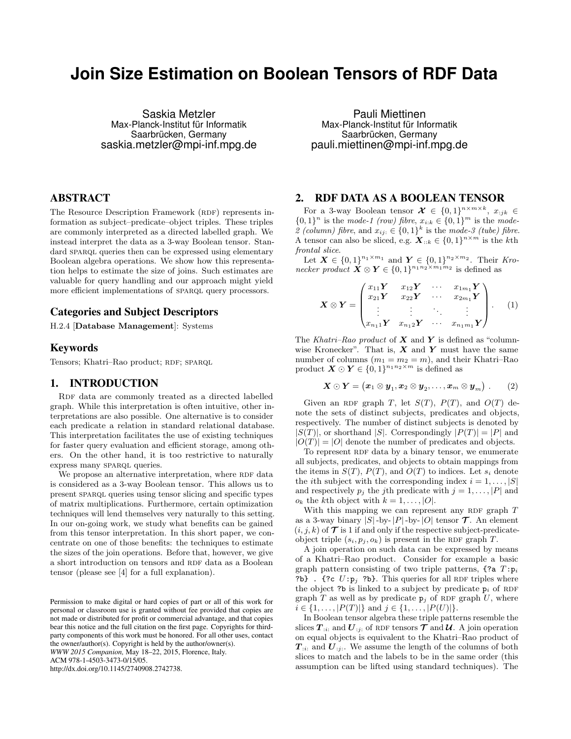# Join Size Estimation on Boolean Tensors of RDF Data

Saskia Metzler
Max-Planck-Institut für Informatik
Saarbrücken, Germany
saskia.metzler@mpi-inf.mpg.de

Pauli Miettinen
Max-Planck-Institut für Informatik
Saarbrücken, Germany
pauli.miettinen@mpi-inf.mpg.de

## ABSTRACT

The Resource Description Framework (RDF) represents information as subject–predicate–object triples. These triples are commonly interpreted as a directed labelled graph. We instead interpret the data as a 3-way Boolean tensor. Standard SPARQL queries then can be expressed using elementary Boolean algebra operations. We show how this representation helps to estimate the size of joins. Such estimates are valuable for query handling and our approach might yield more efficient implementations of SPARQL query processors.

### Categories and Subject Descriptors

H.2.4 [**Database Management**]: Systems

### Keywords

Tensors; Khatri–Rao product; RDF; SPARQL

## 1. INTRODUCTION

RDF data are commonly treated as a directed labelled graph. While this interpretation is often intuitive, other interpretations are also possible. One alternative is to consider each predicate a relation in standard relational database. This interpretation facilitates the use of existing techniques for faster query evaluation and efficient storage, among others. On the other hand, it is too restrictive to naturally express many SPARQL queries.

We propose an alternative interpretation, where RDF data is considered as a 3-way Boolean tensor. This allows us to present SPARQL queries using tensor slicing and specific types of matrix multiplications. Furthermore, certain optimization techniques will lend themselves very naturally to this setting. In our on-going work, we study what benefits can be gained from this tensor interpretation. In this short paper, we concentrate on one of those benefits: the techniques to estimate the sizes of the join operations. Before that, however, we give a short introduction on tensors and RDF data as a Boolean tensor (please see [4] for a full explanation).

Permission to make digital or hard copies of part or all of this work for personal or classroom use is granted without fee provided that copies are not made or distributed for profit or commercial advantage, and that copies bear this notice and the full citation on the first page. Copyrights for third-party components of this work must be honored. For all other uses, contact the owner/author(s). Copyright is held by the author/owner(s).
*WWW 2015 Companion,* May 18–22, 2015, Florence, Italy.
ACM 978-1-4503-3473-0/15/05.
http://dx.doi.org/10.1145/2740908.2742738.

## 2. RDF DATA AS A BOOLEAN TENSOR

For a 3-way Boolean tensor $\boldsymbol{\mathcal{X}} \in \{0,1\}^{n \times m \times k}$, $x_{:jk} \in \{0,1\}^n$ is the *mode-1 (row) fibre*, $x_{i:k} \in \{0,1\}^m$ is the *mode-2 (column) fibre*, and $x_{ij:} \in \{0,1\}^k$ is the *mode-3 (tube) fibre*. A tensor can also be sliced, e.g. $\boldsymbol{X}_{::k} \in \{0,1\}^{n \times m}$ is the $k$th *frontal slice*.

Let $\boldsymbol{X} \in \{0,1\}^{n_1 \times m_1}$ and $\boldsymbol{Y} \in \{0,1\}^{n_2 \times m_2}$. Their *Kronecker product* $\boldsymbol{X} \otimes \boldsymbol{Y} \in \{0,1\}^{n_1 n_2 \times m_1 m_2}$ is defined as

$$\boldsymbol{X} \otimes \boldsymbol{Y} = \begin{pmatrix} x_{11}\boldsymbol{Y} & x_{12}\boldsymbol{Y} & \cdots & x_{1m_1}\boldsymbol{Y} \\ x_{21}\boldsymbol{Y} & x_{22}\boldsymbol{Y} & \cdots & x_{2m_1}\boldsymbol{Y} \\ \vdots & \vdots & \ddots & \vdots \\ x_{n_1 1}\boldsymbol{Y} & x_{n_1 2}\boldsymbol{Y} & \cdots & x_{n_1 m_1}\boldsymbol{Y} \end{pmatrix} . \quad (1)$$

The *Khatri–Rao product* of $\boldsymbol{X}$ and $\boldsymbol{Y}$ is defined as "column-wise Kronecker". That is, $\boldsymbol{X}$ and $\boldsymbol{Y}$ must have the same number of columns ($m_1 = m_2 = m$), and their Khatri–Rao product $\boldsymbol{X} \odot \boldsymbol{Y} \in \{0,1\}^{n_1 n_2 \times m}$ is defined as

$$\boldsymbol{X} \odot \boldsymbol{Y} = \left(\boldsymbol{x}_1 \otimes \boldsymbol{y}_1, \boldsymbol{x}_2 \otimes \boldsymbol{y}_2, \ldots, \boldsymbol{x}_m \otimes \boldsymbol{y}_m\right) . \quad (2)$$

Given an RDF graph $T$, let $S(T)$, $P(T)$, and $O(T)$ denote the sets of distinct subjects, predicates and objects, respectively. The number of distinct subjects is denoted by $|S(T)|$, or shorthand $|S|$. Correspondingly $|P(T)| = |P|$ and $|O(T)| = |O|$ denote the number of predicates and objects.

To represent RDF data by a binary tensor, we enumerate all subjects, predicates, and objects to obtain mappings from the items in $S(T)$, $P(T)$, and $O(T)$ to indices. Let $s_i$ denote the $i$th subject with the corresponding index $i = 1, \ldots, |S|$ and respectively $p_j$ the $j$th predicate with $j = 1, \ldots, |P|$ and $o_k$ the $k$th object with $k = 1, \ldots, |O|$.

With this mapping we can represent any RDF graph $T$ as a 3-way binary $|S|$-by-$|P|$-by-$|O|$ tensor $\boldsymbol{\mathcal{T}}$. An element $(i, j, k)$ of $\boldsymbol{\mathcal{T}}$ is 1 if and only if the respective subject-predicate-object triple $(s_i, p_j, o_k)$ is present in the RDF graph $T$.

A join operation on such data can be expressed by means of a Khatri–Rao product. Consider for example a basic graph pattern consisting of two triple patterns, {?a $T$:p$_i$ ?b} . {?c $U$:p$_j$ ?b}. This queries for all RDF triples where the object ?b is linked to a subject by predicate p$_i$ of RDF graph $T$ as well as by predicate p$_j$ of RDF graph $U$, where $i \in \{1, \ldots, |P(T)|\}$ and $j \in \{1, \ldots, |P(U)|\}$.

In Boolean tensor algebra these triple patterns resemble the slices $\boldsymbol{T}_{:i:}$ and $\boldsymbol{U}_{:j:}$ of RDF tensors $\boldsymbol{\mathcal{T}}$ and $\boldsymbol{\mathcal{U}}$. A join operation on equal objects is equivalent to the Khatri–Rao product of $\boldsymbol{T}_{:i:}$ and $\boldsymbol{U}_{:j:}$. We assume the length of the columns of both slices to match and the labels to be in the same order (this assumption can be lifted using standard techniques). The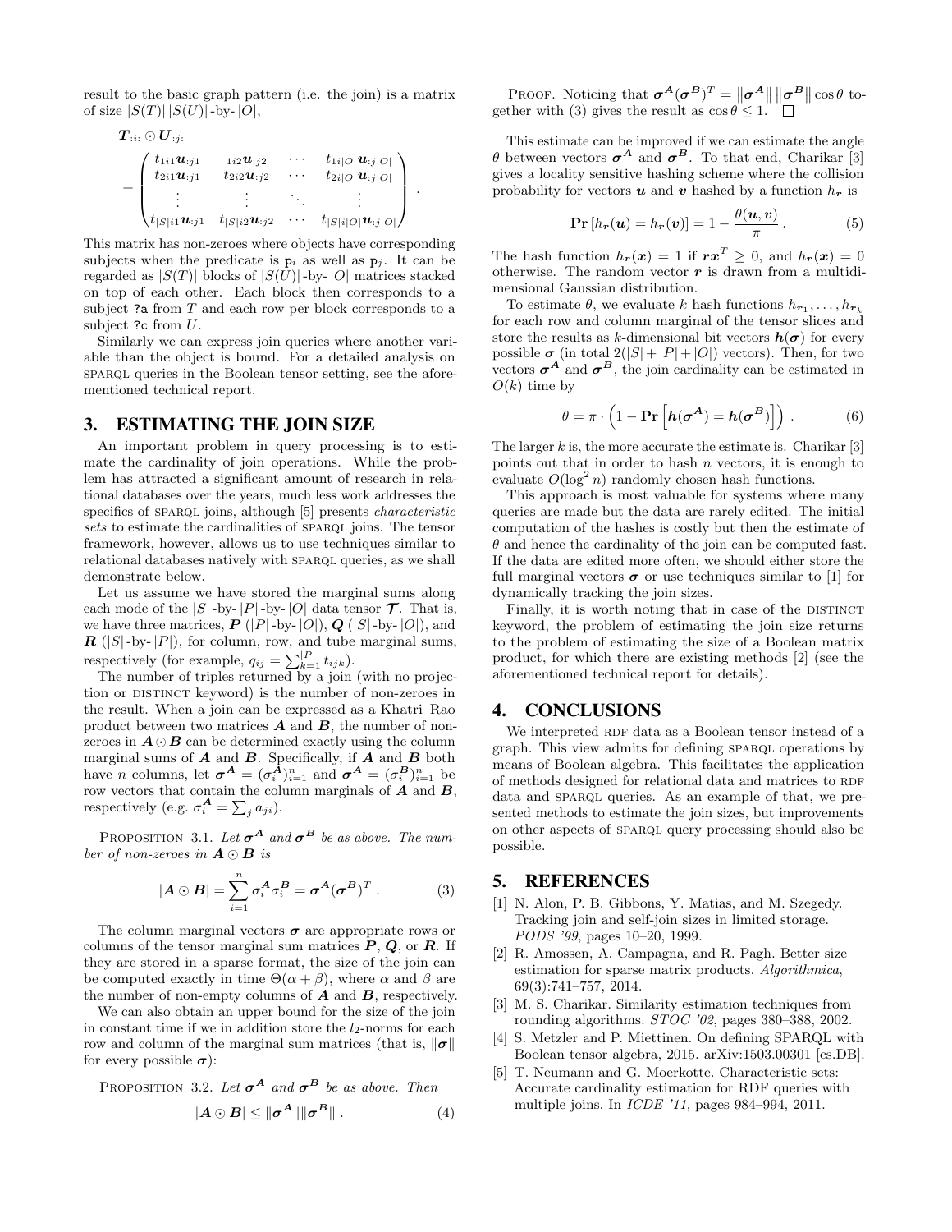result to the basic graph pattern (i.e. the join) is a matrix of size $|S(T)|\,|S(U)|$-by-$|O|$,

$$\boldsymbol{T}_{:i:} \odot \boldsymbol{U}_{:j:} = \begin{pmatrix} t_{1i1}\boldsymbol{u}_{:j1} & {}_{1i2}\boldsymbol{u}_{:j2} & \cdots & t_{1i|O|}\boldsymbol{u}_{:j|O|} \\ t_{2i1}\boldsymbol{u}_{:j1} & t_{2i2}\boldsymbol{u}_{:j2} & \cdots & t_{2i|O|}\boldsymbol{u}_{:j|O|} \\ \vdots & \vdots & \ddots & \vdots \\ t_{|S|i1}\boldsymbol{u}_{:j1} & t_{|S|i2}\boldsymbol{u}_{:j2} & \cdots & t_{|S|i|O|}\boldsymbol{u}_{:j|O|} \end{pmatrix} .$$

This matrix has non-zeroes where objects have corresponding subjects when the predicate is $\mathtt{p}_i$ as well as $\mathtt{p}_j$. It can be regarded as $|S(T)|$ blocks of $|S(U)|$-by-$|O|$ matrices stacked on top of each other. Each block then corresponds to a subject `?a` from $T$ and each row per block corresponds to a subject `?c` from $U$.

Similarly we can express join queries where another variable than the object is bound. For a detailed analysis on SPARQL queries in the Boolean tensor setting, see the aforementioned technical report.

## 3. ESTIMATING THE JOIN SIZE

An important problem in query processing is to estimate the cardinality of join operations. While the problem has attracted a significant amount of research in relational databases over the years, much less work addresses the specifics of SPARQL joins, although [5] presents *characteristic sets* to estimate the cardinalities of SPARQL joins. The tensor framework, however, allows us to use techniques similar to relational databases natively with SPARQL queries, as we shall demonstrate below.

Let us assume we have stored the marginal sums along each mode of the $|S|$-by-$|P|$-by-$|O|$ data tensor $\boldsymbol{\mathcal{T}}$. That is, we have three matrices, $\boldsymbol{P}$ ($|P|$-by-$|O|$), $\boldsymbol{Q}$ ($|S|$-by-$|O|$), and $\boldsymbol{R}$ ($|S|$-by-$|P|$), for column, row, and tube marginal sums, respectively (for example, $q_{ij} = \sum_{k=1}^{|P|} t_{ijk}$).

The number of triples returned by a join (with no projection or DISTINCT keyword) is the number of non-zeroes in the result. When a join can be expressed as a Khatri–Rao product between two matrices $\boldsymbol{A}$ and $\boldsymbol{B}$, the number of non-zeroes in $\boldsymbol{A} \odot \boldsymbol{B}$ can be determined exactly using the column marginal sums of $\boldsymbol{A}$ and $\boldsymbol{B}$. Specifically, if $\boldsymbol{A}$ and $\boldsymbol{B}$ both have $n$ columns, let $\boldsymbol{\sigma^A} = (\sigma_i^{\boldsymbol{A}})_{i=1}^n$ and $\boldsymbol{\sigma^A} = (\sigma_i^{\boldsymbol{B}})_{i=1}^n$ be row vectors that contain the column marginals of $\boldsymbol{A}$ and $\boldsymbol{B}$, respectively (e.g. $\sigma_i^{\boldsymbol{A}} = \sum_j a_{ji}$).

PROPOSITION 3.1. *Let $\boldsymbol{\sigma^A}$ and $\boldsymbol{\sigma^B}$ be as above. The number of non-zeroes in $\boldsymbol{A} \odot \boldsymbol{B}$ is*

$$|\boldsymbol{A} \odot \boldsymbol{B}| = \sum_{i=1}^{n} \sigma_i^{\boldsymbol{A}} \sigma_i^{\boldsymbol{B}} = \boldsymbol{\sigma^A}(\boldsymbol{\sigma^B})^T . \tag{3}$$

The column marginal vectors $\boldsymbol{\sigma}$ are appropriate rows or columns of the tensor marginal sum matrices $\boldsymbol{P}$, $\boldsymbol{Q}$, or $\boldsymbol{R}$. If they are stored in a sparse format, the size of the join can be computed exactly in time $\Theta(\alpha + \beta)$, where $\alpha$ and $\beta$ are the number of non-empty columns of $\boldsymbol{A}$ and $\boldsymbol{B}$, respectively.

We can also obtain an upper bound for the size of the join in constant time if we in addition store the $l_2$-norms for each row and column of the marginal sum matrices (that is, $\|\boldsymbol{\sigma}\|$ for every possible $\boldsymbol{\sigma}$):

PROPOSITION 3.2. *Let $\boldsymbol{\sigma^A}$ and $\boldsymbol{\sigma^B}$ be as above. Then*

$$|\boldsymbol{A} \odot \boldsymbol{B}| \le \|\boldsymbol{\sigma^A}\| \|\boldsymbol{\sigma^B}\| . \tag{4}$$

PROOF. Noticing that $\boldsymbol{\sigma^A}(\boldsymbol{\sigma^B})^T = \|\boldsymbol{\sigma^A}\| \|\boldsymbol{\sigma^B}\| \cos\theta$ together with (3) gives the result as $\cos\theta \le 1$. $\square$

This estimate can be improved if we can estimate the angle $\theta$ between vectors $\boldsymbol{\sigma^A}$ and $\boldsymbol{\sigma^B}$. To that end, Charikar [3] gives a locality sensitive hashing scheme where the collision probability for vectors $\boldsymbol{u}$ and $\boldsymbol{v}$ hashed by a function $h_{\boldsymbol{r}}$ is

$$\mathbf{Pr}\left[h_{\boldsymbol{r}}(\boldsymbol{u}) = h_{\boldsymbol{r}}(\boldsymbol{v})\right] = 1 - \frac{\theta(\boldsymbol{u}, \boldsymbol{v})}{\pi} . \tag{5}$$

The hash function $h_{\boldsymbol{r}}(\boldsymbol{x}) = 1$ if $\boldsymbol{r}\boldsymbol{x}^T \ge 0$, and $h_{\boldsymbol{r}}(\boldsymbol{x}) = 0$ otherwise. The random vector $\boldsymbol{r}$ is drawn from a multidimensional Gaussian distribution.

To estimate $\theta$, we evaluate $k$ hash functions $h_{\boldsymbol{r}_1}, \ldots, h_{\boldsymbol{r}_k}$ for each row and column marginal of the tensor slices and store the results as $k$-dimensional bit vectors $\boldsymbol{h}(\boldsymbol{\sigma})$ for every possible $\boldsymbol{\sigma}$ (in total $2(|S|+|P|+|O|)$ vectors). Then, for two vectors $\boldsymbol{\sigma^A}$ and $\boldsymbol{\sigma^B}$, the join cardinality can be estimated in $O(k)$ time by

$$\theta = \pi \cdot \left(1 - \mathbf{Pr}\left[\boldsymbol{h}(\boldsymbol{\sigma^A}) = \boldsymbol{h}(\boldsymbol{\sigma^B})\right]\right) . \tag{6}$$

The larger $k$ is, the more accurate the estimate is. Charikar [3] points out that in order to hash $n$ vectors, it is enough to evaluate $O(\log^2 n)$ randomly chosen hash functions.

This approach is most valuable for systems where many queries are made but the data are rarely edited. The initial computation of the hashes is costly but then the estimate of $\theta$ and hence the cardinality of the join can be computed fast. If the data are edited more often, we should either store the full marginal vectors $\boldsymbol{\sigma}$ or use techniques similar to [1] for dynamically tracking the join sizes.

Finally, it is worth noting that in case of the DISTINCT keyword, the problem of estimating the join size returns to the problem of estimating the size of a Boolean matrix product, for which there are existing methods [2] (see the aforementioned technical report for details).

## 4. CONCLUSIONS

We interpreted RDF data as a Boolean tensor instead of a graph. This view admits for defining SPARQL operations by means of Boolean algebra. This facilitates the application of methods designed for relational data and matrices to RDF data and SPARQL queries. As an example of that, we presented methods to estimate the join sizes, but improvements on other aspects of SPARQL query processing should also be possible.

## 5. REFERENCES

[1] N. Alon, P. B. Gibbons, Y. Matias, and M. Szegedy. Tracking join and self-join sizes in limited storage. *PODS '99*, pages 10–20, 1999.

[2] R. Amossen, A. Campagna, and R. Pagh. Better size estimation for sparse matrix products. *Algorithmica*, 69(3):741–757, 2014.

[3] M. S. Charikar. Similarity estimation techniques from rounding algorithms. *STOC '02*, pages 380–388, 2002.

[4] S. Metzler and P. Miettinen. On defining SPARQL with Boolean tensor algebra, 2015. arXiv:1503.00301 [cs.DB].

[5] T. Neumann and G. Moerkotte. Characteristic sets: Accurate cardinality estimation for RDF queries with multiple joins. In *ICDE '11*, pages 984–994, 2011.